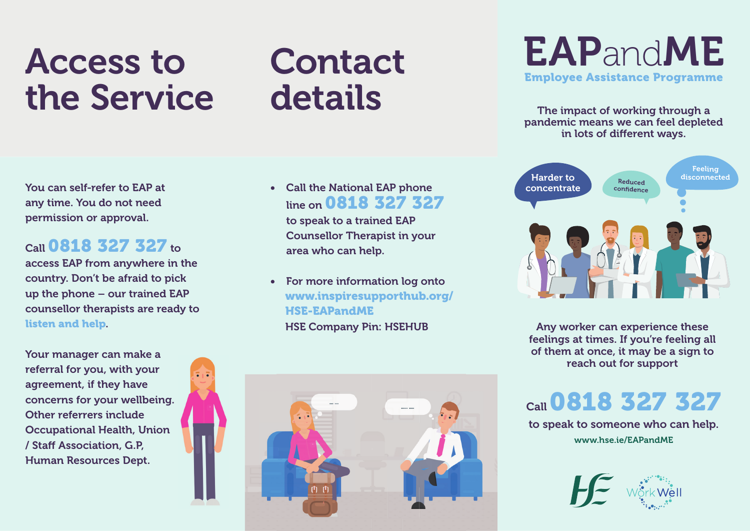# Access to the Service

You can self-refer to EAP at any time. You do not need permission or approval.

Call **0818 327 327** to access EAP from anywhere in the country. Don't be afraid to pick up the phone – our trained EAP counsellor therapists are ready to **listen and help**.

Your manager can make a referral for you, with your agreement, if they have concerns for your wellbeing. Other referrers include Occupational Health, Union / Staff Association, G.P, Human Resources Dept.

# Contact details

- Call the National EAP phone line on **0818 327 327** to speak to a trained EAP Counsellor Therapist in your area who can help.
- For more information log onto **www.inspiresupporthub.org/HSE-EAPandME**
  HSE Company Pin: HSEHUB

# EAPandME

## Employee Assistance Programme

The impact of working through a pandemic means we can feel depleted in lots of different ways.

Harder to concentrate

Reduced confidence

Feeling disconnected

Any worker can experience these feelings at times. If you're feeling all of them at once, it may be a sign to reach out for support

Call **0818 327 327** to speak to someone who can help.

www.hse.ie/EAPandME

HSE WorkWell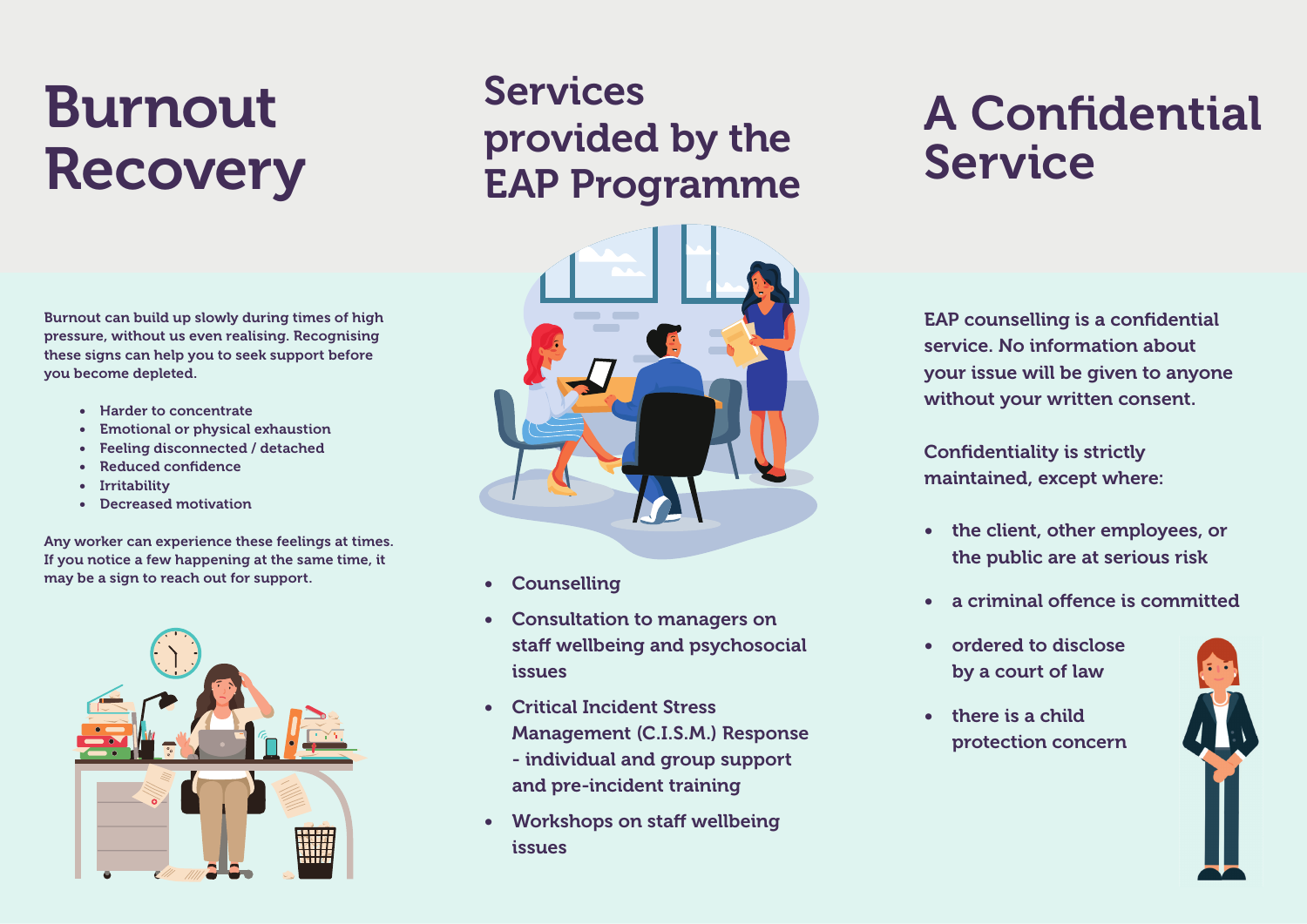# Burnout Recovery

Burnout can build up slowly during times of high pressure, without us even realising. Recognising these signs can help you to seek support before you become depleted.

- Harder to concentrate
- Emotional or physical exhaustion
- Feeling disconnected / detached
- Reduced confidence
- Irritability
- Decreased motivation

Any worker can experience these feelings at times. If you notice a few happening at the same time, it may be a sign to reach out for support.

# Services provided by the EAP Programme

- Counselling
- Consultation to managers on staff wellbeing and psychosocial issues
- Critical Incident Stress Management (C.I.S.M.) Response - individual and group support and pre-incident training
- Workshops on staff wellbeing issues

# A Confidential Service

EAP counselling is a confidential service. No information about your issue will be given to anyone without your written consent.

Confidentiality is strictly maintained, except where:

- the client, other employees, or the public are at serious risk
- a criminal offence is committed
- ordered to disclose by a court of law
- there is a child protection concern